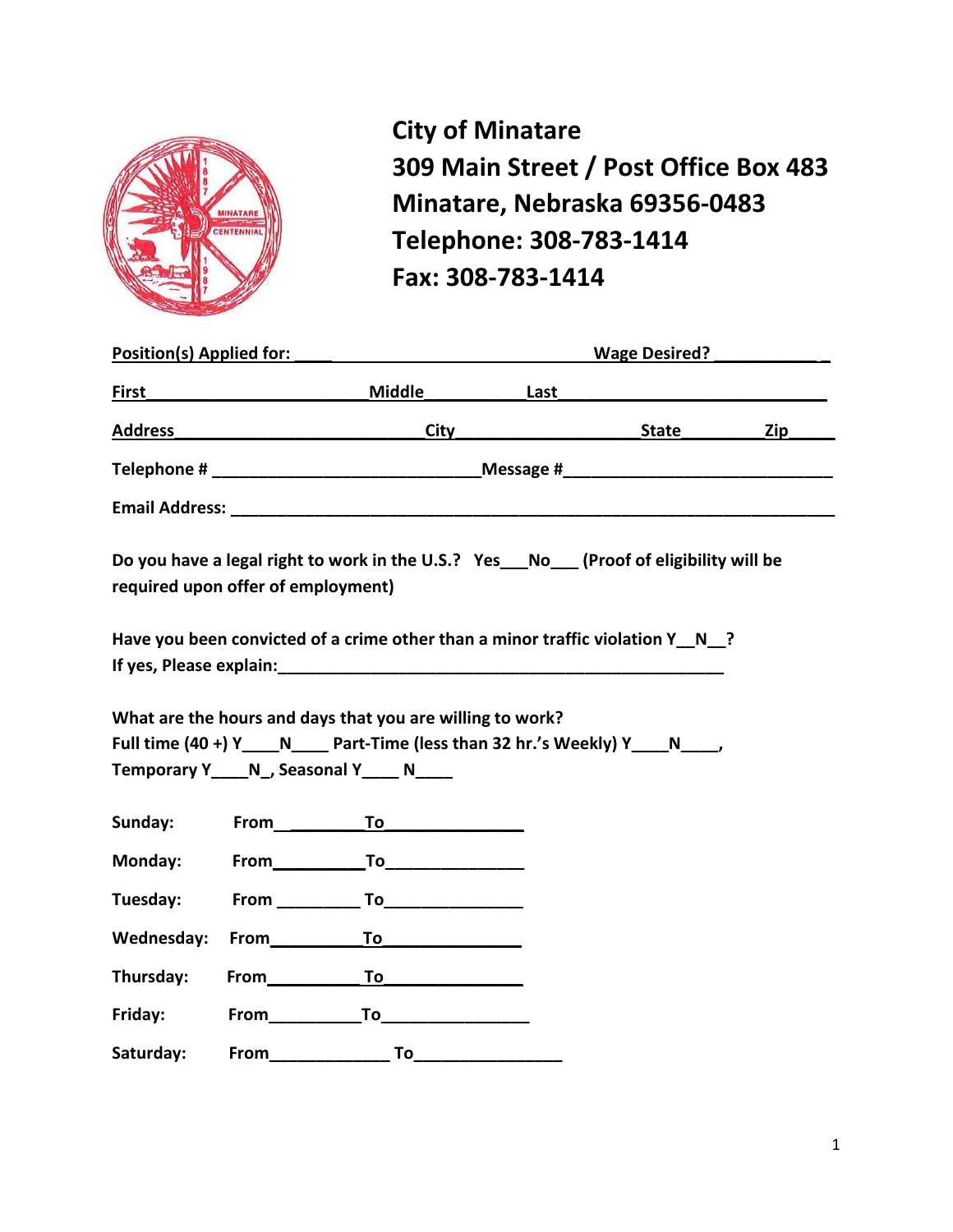# City of Minatare
## 309 Main Street / Post Office Box 483
## Minatare, Nebraska 69356-0483
## Telephone: 308-783-1414
## Fax: 308-783-1414

**Position(s) Applied for: _________________________________ Wage Desired? ____________**

**First________________________ Middle__________ Last_____________________________**

**Address_________________________ City___________________ State_________ Zip_____**

**Telephone # ____________________________ Message #____________________________**

**Email Address: ___________________________________________________________________**

**Do you have a legal right to work in the U.S.? Yes___No___ (Proof of eligibility will be required upon offer of employment)**

**Have you been convicted of a crime other than a minor traffic violation Y__N__?**
**If yes, Please explain:_________________________________________________**

**What are the hours and days that you are willing to work?**
**Full time (40 +) Y____N____ Part-Time (less than 32 hr.'s Weekly) Y____N____,**
**Temporary Y____N_, Seasonal Y____ N____**

**Sunday: From__________To_______________**

**Monday: From__________To_______________**

**Tuesday: From _________ To_______________**

**Wednesday: From__________To_______________**

**Thursday: From__________To_______________**

**Friday: From__________To________________**

**Saturday: From_____________ To________________**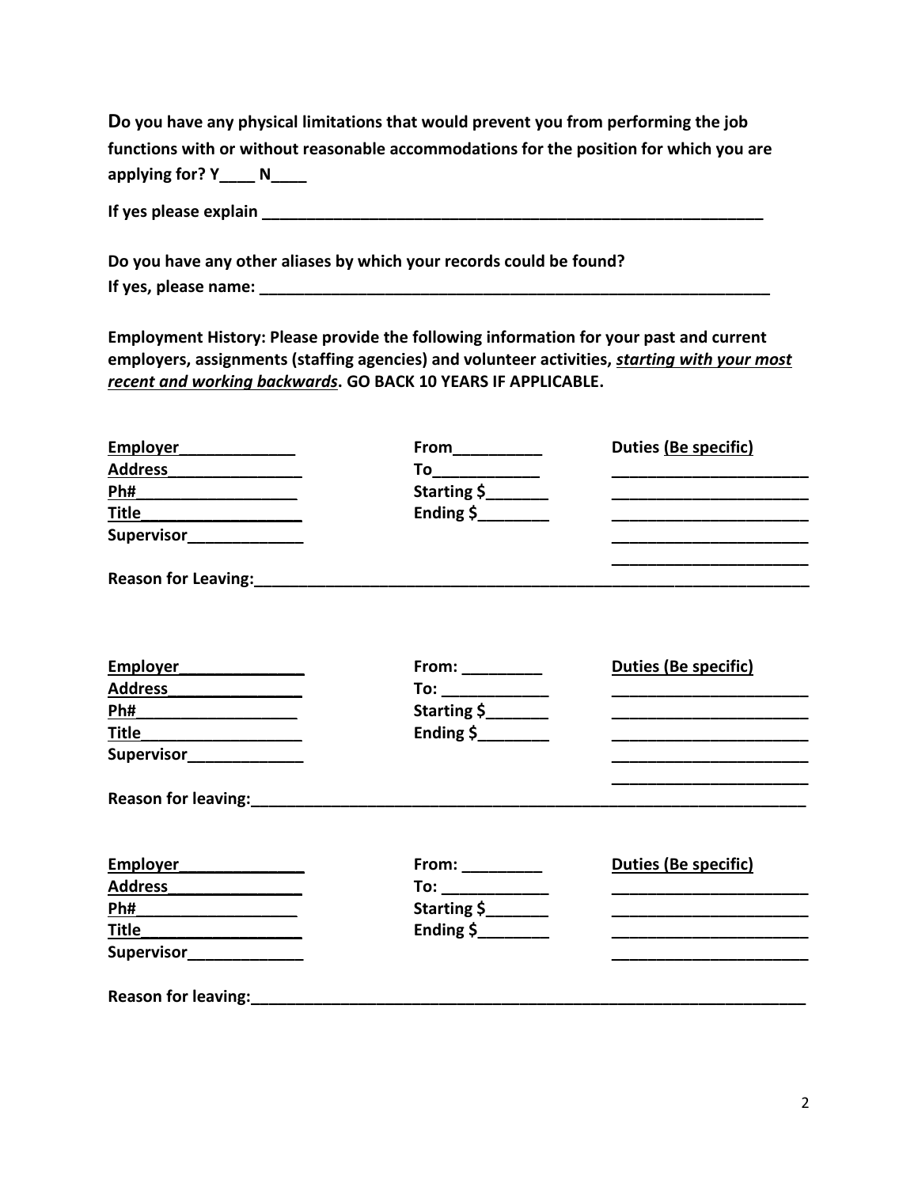**Do you have any physical limitations that would prevent you from performing the job functions with or without reasonable accommodations for the position for which you are applying for? Y____ N____**

**If yes please explain ____________________________________________________________**

**Do you have any other aliases by which your records could be found?**
**If yes, please name: _____________________________________________________________**

**Employment History: Please provide the following information for your past and current employers, assignments (staffing agencies) and volunteer activities, *starting with your most recent and working backwards*. GO BACK 10 YEARS IF APPLICABLE.**

| | | |
|---|---|---|
| **Employer_____________** | **From__________** | **Duties (Be specific)** |
| **Address_______________** | **To____________** | ______________________ |
| **Ph#__________________** | **Starting $_______** | ______________________ |
| **Title__________________** | **Ending $________** | ______________________ |
| **Supervisor_____________** | | ______________________ |
| | | ______________________ |

**Reason for Leaving:_________________________________________________________________**

| | | |
|---|---|---|
| **Employer______________** | **From: _________** | **Duties (Be specific)** |
| **Address_______________** | **To: ____________** | ______________________ |
| **Ph#__________________** | **Starting $_______** | ______________________ |
| **Title__________________** | **Ending $________** | ______________________ |
| **Supervisor_____________** | | ______________________ |
| | | ______________________ |

**Reason for leaving:_________________________________________________________________**

| | | |
|---|---|---|
| **Employer______________** | **From: _________** | **Duties (Be specific)** |
| **Address_______________** | **To: ____________** | ______________________ |
| **Ph#__________________** | **Starting $_______** | ______________________ |
| **Title__________________** | **Ending $________** | ______________________ |
| **Supervisor_____________** | | ______________________ |

**Reason for leaving:_________________________________________________________________**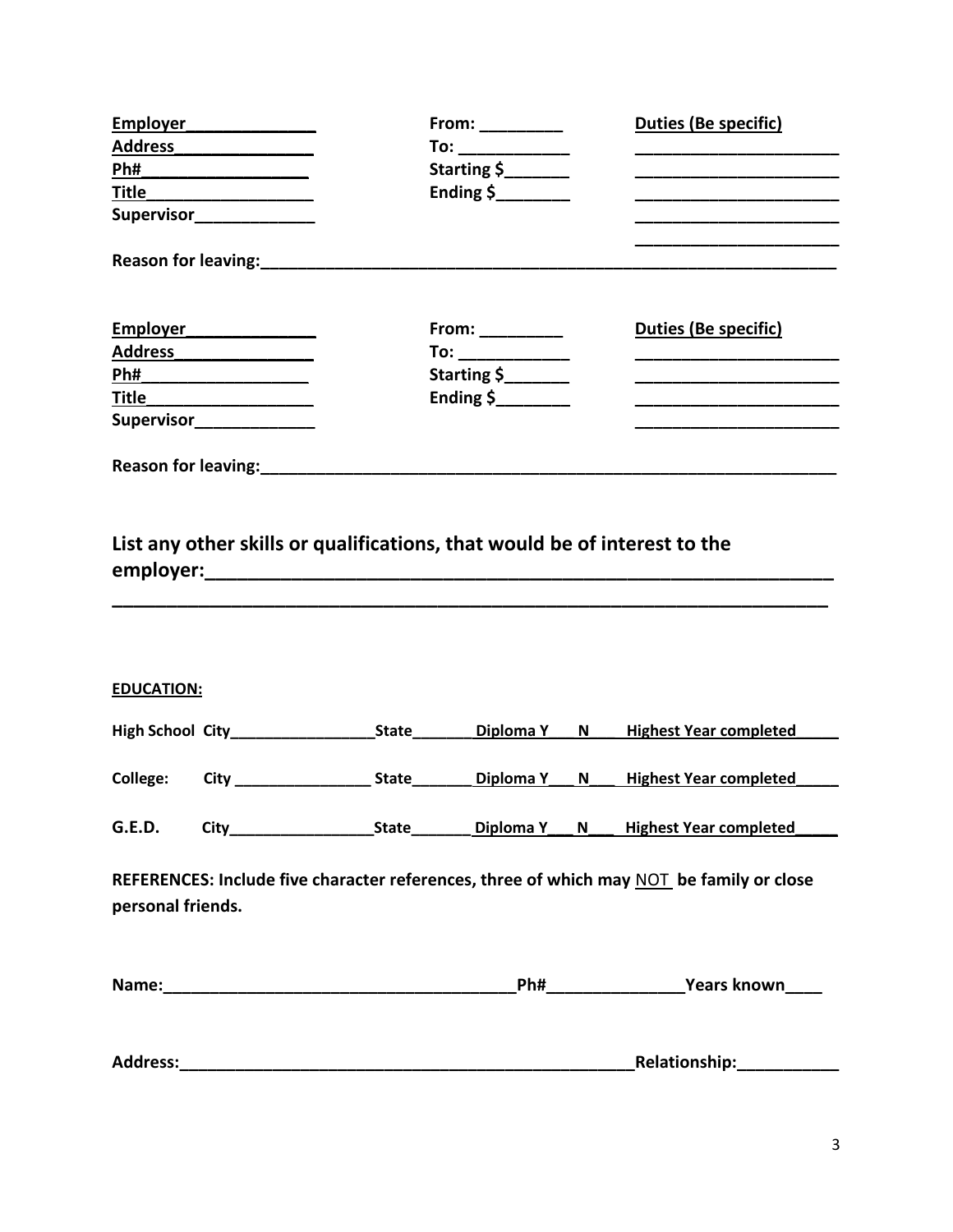**Employer______________** | **From: _________** | **Duties (Be specific)**
**Address_______________** | **To: ____________** | **______________________**
**Ph#__________________** | **Starting $_______** | **______________________**
**Title__________________** | **Ending $________** | **______________________**
**Supervisor_____________** | | **______________________**

**______________________**

**Reason for leaving:_________________________________________________________________**

**Employer______________** | **From: _________** | **Duties (Be specific)**
**Address_______________** | **To: ____________** | **______________________**
**Ph#__________________** | **Starting $_______** | **______________________**
**Title__________________** | **Ending $________** | **______________________**
**Supervisor_____________** | | **______________________**

**Reason for leaving:_________________________________________________________________**

## List any other skills or qualifications, that would be of interest to the employer:______________________________________________________________

**________________________________________________________________________**

**EDUCATION:**

**High School City_________________State_______Diploma Y___N___Highest Year completed_____**

**College: City ________________ State_______Diploma Y___ N___Highest Year completed_____**

**G.E.D. City_________________State_______Diploma Y___ N___Highest Year completed_____**

**REFERENCES: Include five character references, three of which may** NOT **be family or close personal friends.**

**Name:_______________________________________Ph#_______________Years known____**

**Address:___________________________________________________Relationship:___________**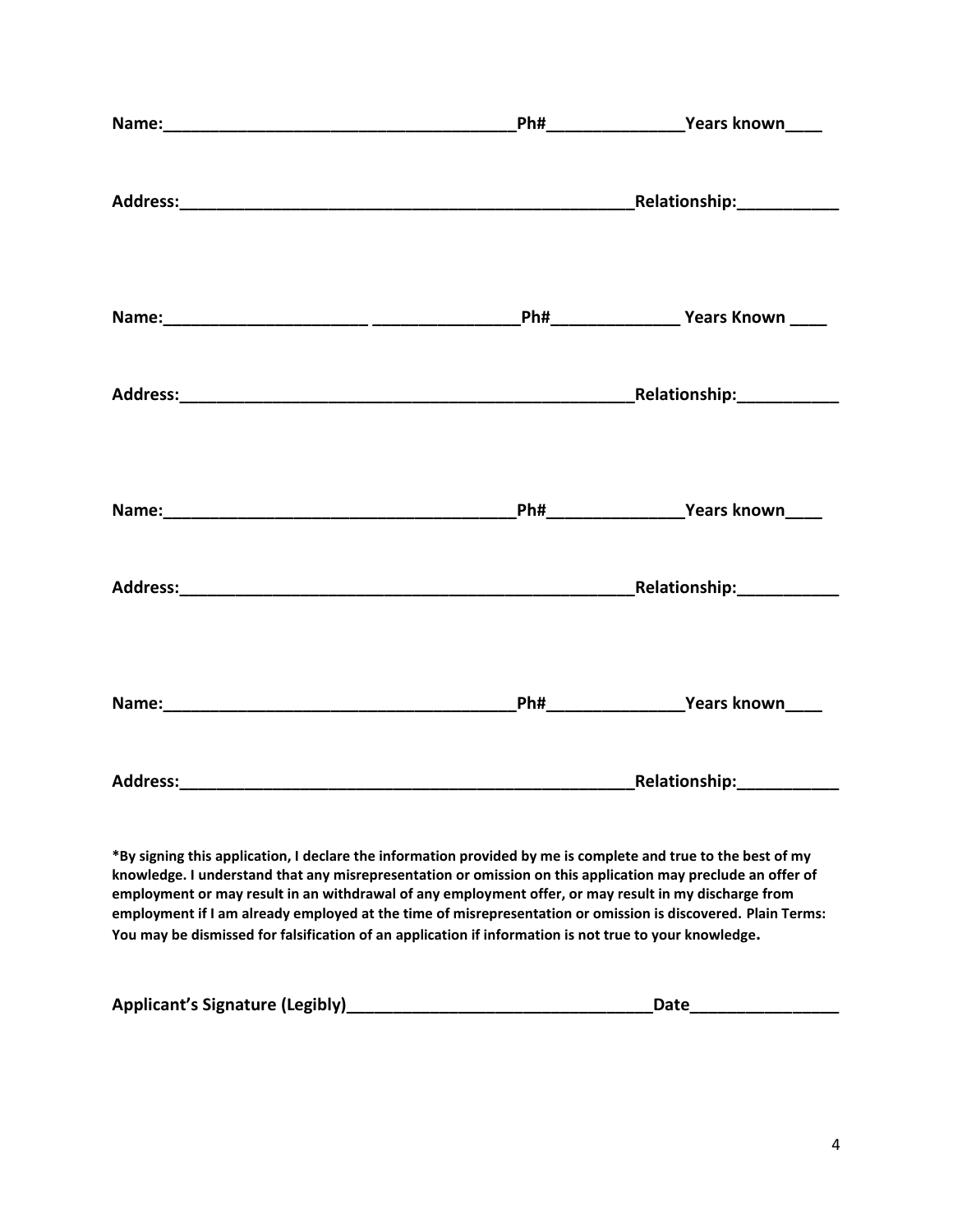**Name:______________________________________Ph#_______________Years known____**

**Address:__________________________________________________Relationship:___________**

**Name:______________________ ________________Ph#______________ Years Known ____**

**Address:__________________________________________________Relationship:___________**

**Name:______________________________________Ph#_______________Years known____**

**Address:__________________________________________________Relationship:___________**

**Name:______________________________________Ph#_______________Years known____**

**Address:__________________________________________________Relationship:___________**

**\*By signing this application, I declare the information provided by me is complete and true to the best of my knowledge. I understand that any misrepresentation or omission on this application may preclude an offer of employment or may result in an withdrawal of any employment offer, or may result in my discharge from employment if I am already employed at the time of misrepresentation or omission is discovered. Plain Terms: You may be dismissed for falsification of an application if information is not true to your knowledge.**

**Applicant's Signature (Legibly)_________________________________Date________________**